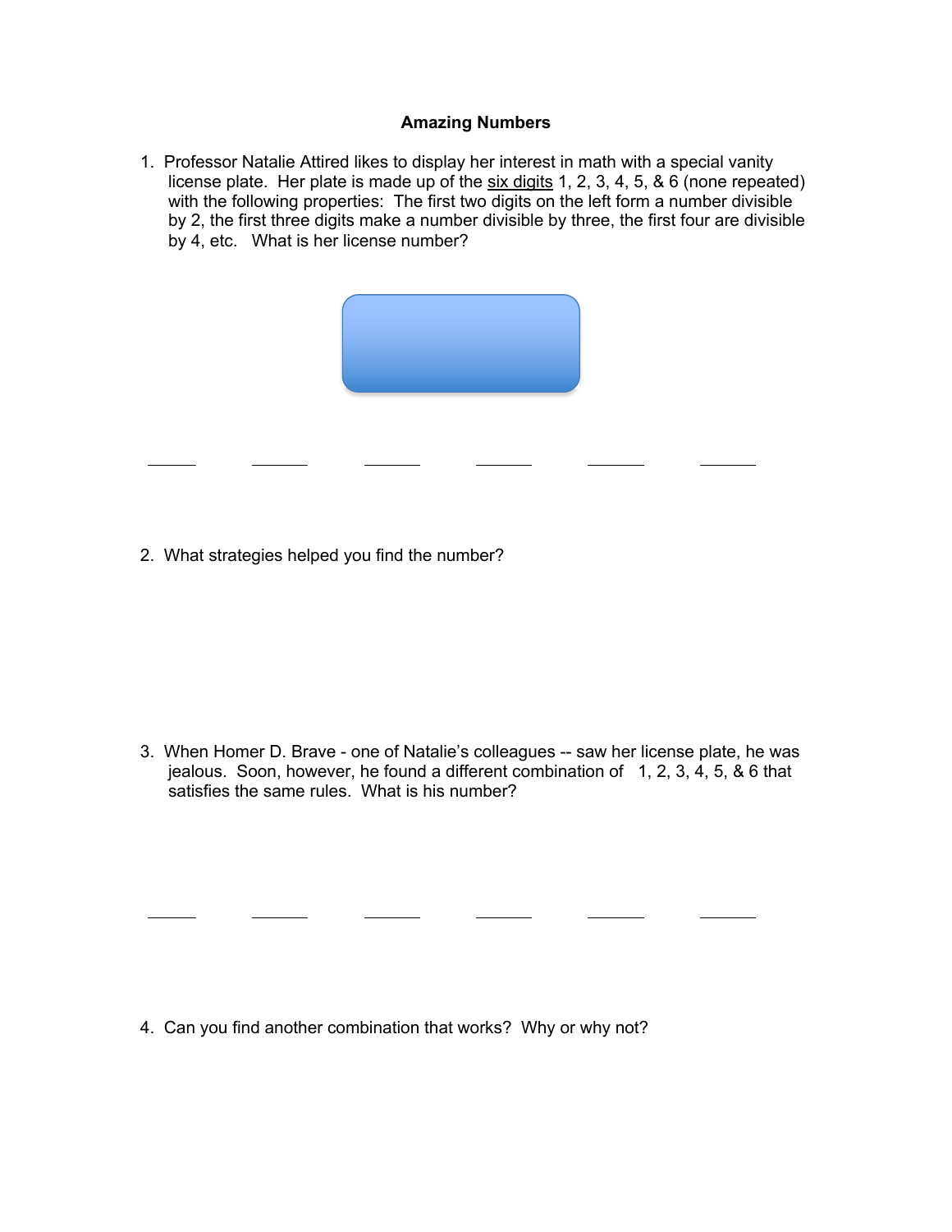**Amazing Numbers**

1. Professor Natalie Attired likes to display her interest in math with a special vanity license plate. Her plate is made up of the <u>six digits</u> 1, 2, 3, 4, 5, & 6 (none repeated) with the following properties: The first two digits on the left form a number divisible by 2, the first three digits make a number divisible by three, the first four are divisible by 4, etc. What is her license number?

\_\_\_\_\_\_ \_\_\_\_\_\_ \_\_\_\_\_\_ \_\_\_\_\_\_ \_\_\_\_\_\_ \_\_\_\_\_\_

2. What strategies helped you find the number?

3. When Homer D. Brave - one of Natalie's colleagues -- saw her license plate, he was jealous. Soon, however, he found a different combination of 1, 2, 3, 4, 5, & 6 that satisfies the same rules. What is his number?

\_\_\_\_\_\_ \_\_\_\_\_\_ \_\_\_\_\_\_ \_\_\_\_\_\_ \_\_\_\_\_\_ \_\_\_\_\_\_

4. Can you find another combination that works? Why or why not?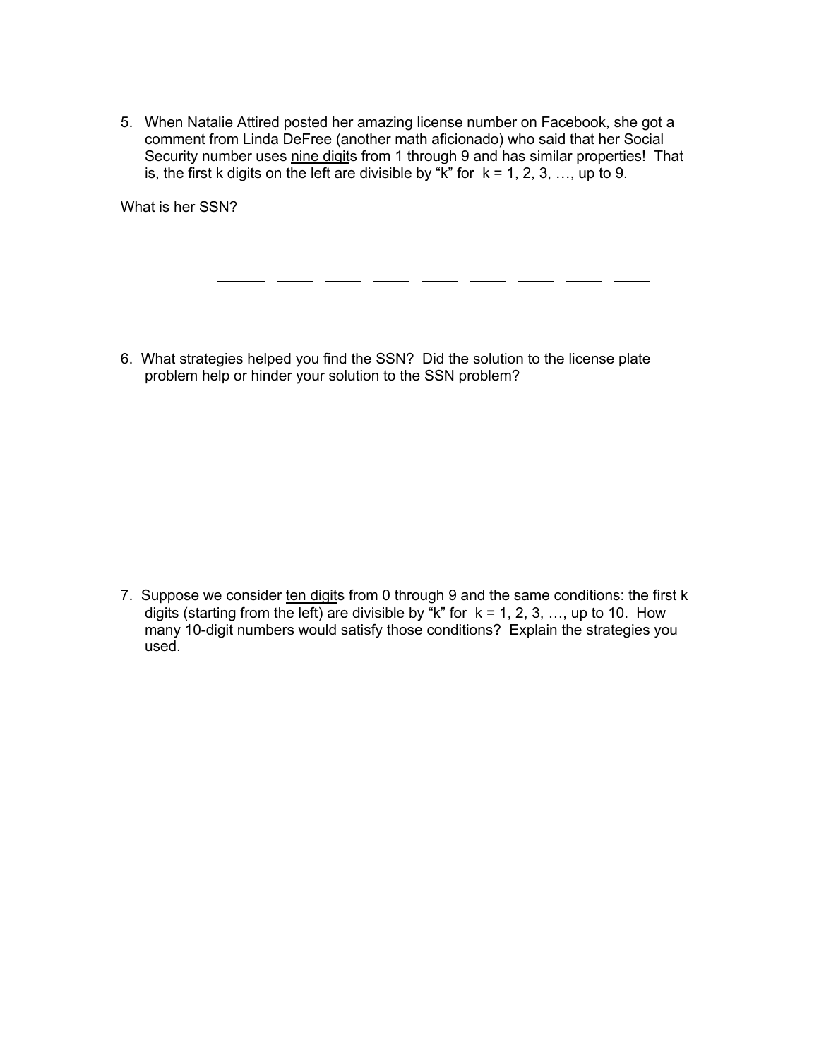5. When Natalie Attired posted her amazing license number on Facebook, she got a comment from Linda DeFree (another math aficionado) who said that her Social Security number uses nine digits from 1 through 9 and has similar properties! That is, the first k digits on the left are divisible by “k” for k = 1, 2, 3, …, up to 9.

What is her SSN?

_____ _____ _____ _____ _____ _____ _____ _____ _____

6. What strategies helped you find the SSN? Did the solution to the license plate problem help or hinder your solution to the SSN problem?

7. Suppose we consider ten digits from 0 through 9 and the same conditions: the first k digits (starting from the left) are divisible by “k” for k = 1, 2, 3, …, up to 10. How many 10-digit numbers would satisfy those conditions? Explain the strategies you used.